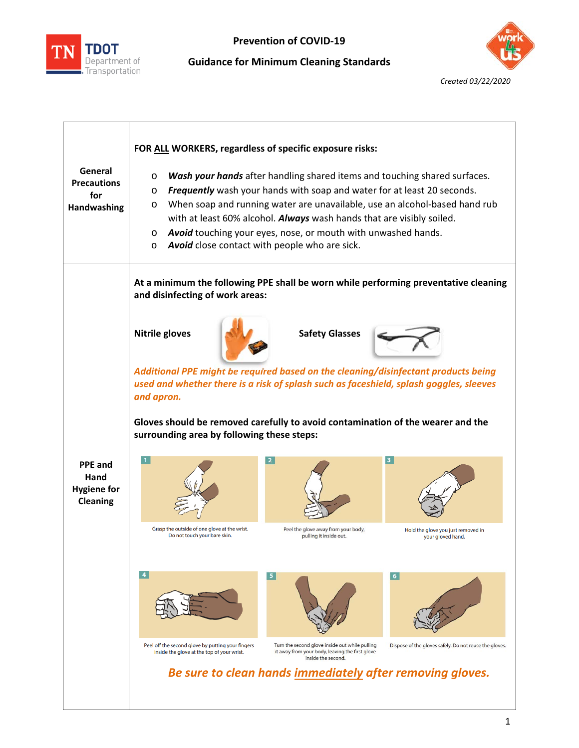# Prevention of COVID-19

## Guidance for Minimum Cleaning Standards

*Created 03/22/2020*

| | |
|---|---|
| **General Precautions for Handwashing** | **FOR ALL WORKERS, regardless of specific exposure risks:**<br><br>o ***Wash your hands*** after handling shared items and touching shared surfaces.<br>o ***Frequently*** wash your hands with soap and water for at least 20 seconds.<br>o When soap and running water are unavailable, use an alcohol-based hand rub with at least 60% alcohol. ***Always*** wash hands that are visibly soiled.<br>o ***Avoid*** touching your eyes, nose, or mouth with unwashed hands.<br>o ***Avoid*** close contact with people who are sick. |
| **PPE and Hand Hygiene for Cleaning** | **At a minimum the following PPE shall be worn while performing preventative cleaning and disinfecting of work areas:**<br><br>**Nitrile gloves** **Safety Glasses**<br><br>***Additional PPE might be required based on the cleaning/disinfectant products being used and whether there is a risk of splash such as faceshield, splash goggles, sleeves and apron.***<br><br>**Gloves should be removed carefully to avoid contamination of the wearer and the surrounding area by following these steps:**<br><br>1. Grasp the outside of one glove at the wrist. Do not touch your bare skin.<br>2. Peel the glove away from your body, pulling it inside out.<br>3. Hold the glove you just removed in your gloved hand.<br>4. Peel off the second glove by putting your fingers inside the glove at the top of your wrist.<br>5. Turn the second glove inside out while pulling it away from your body, leaving the first glove inside the second.<br>6. Dispose of the gloves safely. Do not reuse the gloves.<br><br>***Be sure to clean hands immediately after removing gloves.*** |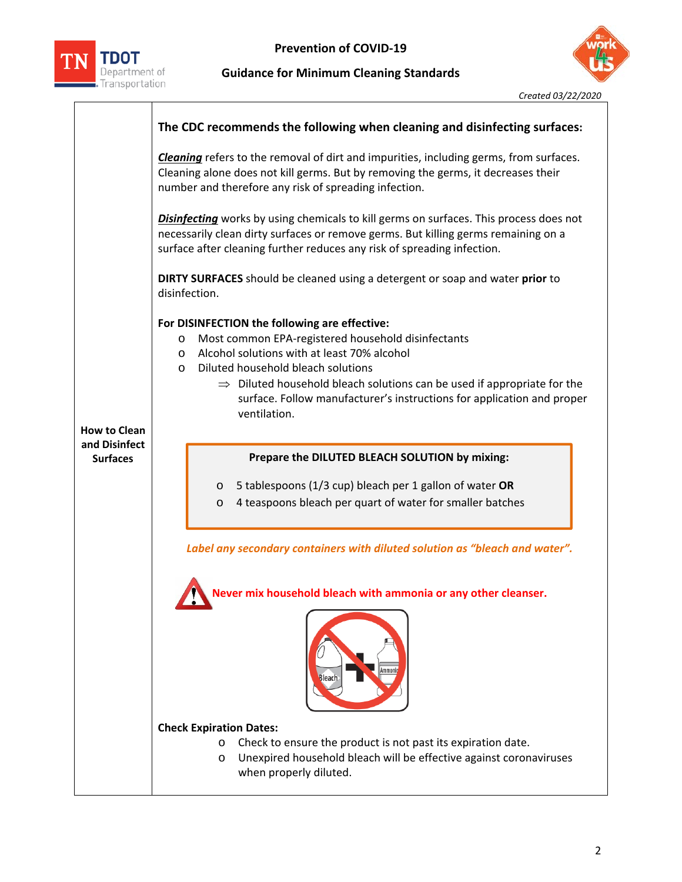**Prevention of COVID-19**

**Guidance for Minimum Cleaning Standards**

*Created 03/22/2020*

| **How to Clean and Disinfect Surfaces** | **The CDC recommends the following when cleaning and disinfecting surfaces:** |
|---|---|

**How to Clean and Disinfect Surfaces**

### The CDC recommends the following when cleaning and disinfecting surfaces:

***Cleaning*** refers to the removal of dirt and impurities, including germs, from surfaces. Cleaning alone does not kill germs. But by removing the germs, it decreases their number and therefore any risk of spreading infection.

***Disinfecting*** works by using chemicals to kill germs on surfaces. This process does not necessarily clean dirty surfaces or remove germs. But killing germs remaining on a surface after cleaning further reduces any risk of spreading infection.

**DIRTY SURFACES** should be cleaned using a detergent or soap and water **prior** to disinfection.

**For DISINFECTION the following are effective:**

- Most common EPA-registered household disinfectants
- Alcohol solutions with at least 70% alcohol
- Diluted household bleach solutions
  - ⇒ Diluted household bleach solutions can be used if appropriate for the surface. Follow manufacturer's instructions for application and proper ventilation.

**Prepare the DILUTED BLEACH SOLUTION by mixing:**

- 5 tablespoons (1/3 cup) bleach per 1 gallon of water **OR**
- 4 teaspoons bleach per quart of water for smaller batches

***Label any secondary containers with diluted solution as "bleach and water".***

**Never mix household bleach with ammonia or any other cleanser.**

**Check Expiration Dates:**

- Check to ensure the product is not past its expiration date.
- Unexpired household bleach will be effective against coronaviruses when properly diluted.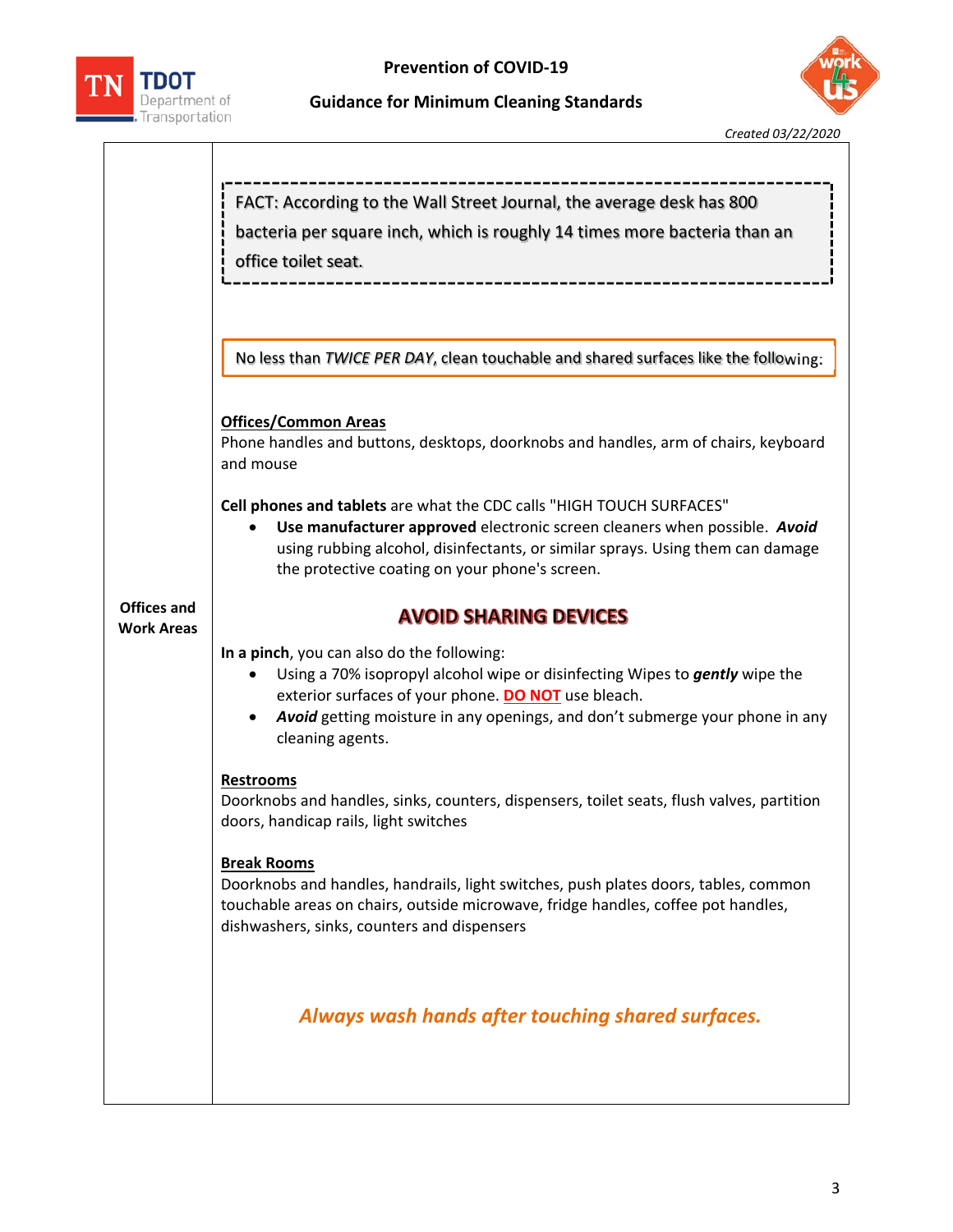**Prevention of COVID-19**

**Guidance for Minimum Cleaning Standards**

*Created 03/22/2020*

**Offices and Work Areas**

FACT: According to the Wall Street Journal, the average desk has 800 bacteria per square inch, which is roughly 14 times more bacteria than an office toilet seat.

No less than *TWICE PER DAY*, clean touchable and shared surfaces like the following:

**Offices/Common Areas**

Phone handles and buttons, desktops, doorknobs and handles, arm of chairs, keyboard and mouse

**Cell phones and tablets** are what the CDC calls "HIGH TOUCH SURFACES"

- **Use manufacturer approved** electronic screen cleaners when possible. ***Avoid*** using rubbing alcohol, disinfectants, or similar sprays. Using them can damage the protective coating on your phone's screen.

## AVOID SHARING DEVICES

**In a pinch**, you can also do the following:

- Using a 70% isopropyl alcohol wipe or disinfecting Wipes to ***gently*** wipe the exterior surfaces of your phone. **DO NOT** use bleach.
- ***Avoid*** getting moisture in any openings, and don't submerge your phone in any cleaning agents.

**Restrooms**

Doorknobs and handles, sinks, counters, dispensers, toilet seats, flush valves, partition doors, handicap rails, light switches

**Break Rooms**

Doorknobs and handles, handrails, light switches, push plates doors, tables, common touchable areas on chairs, outside microwave, fridge handles, coffee pot handles, dishwashers, sinks, counters and dispensers

***Always wash hands after touching shared surfaces.***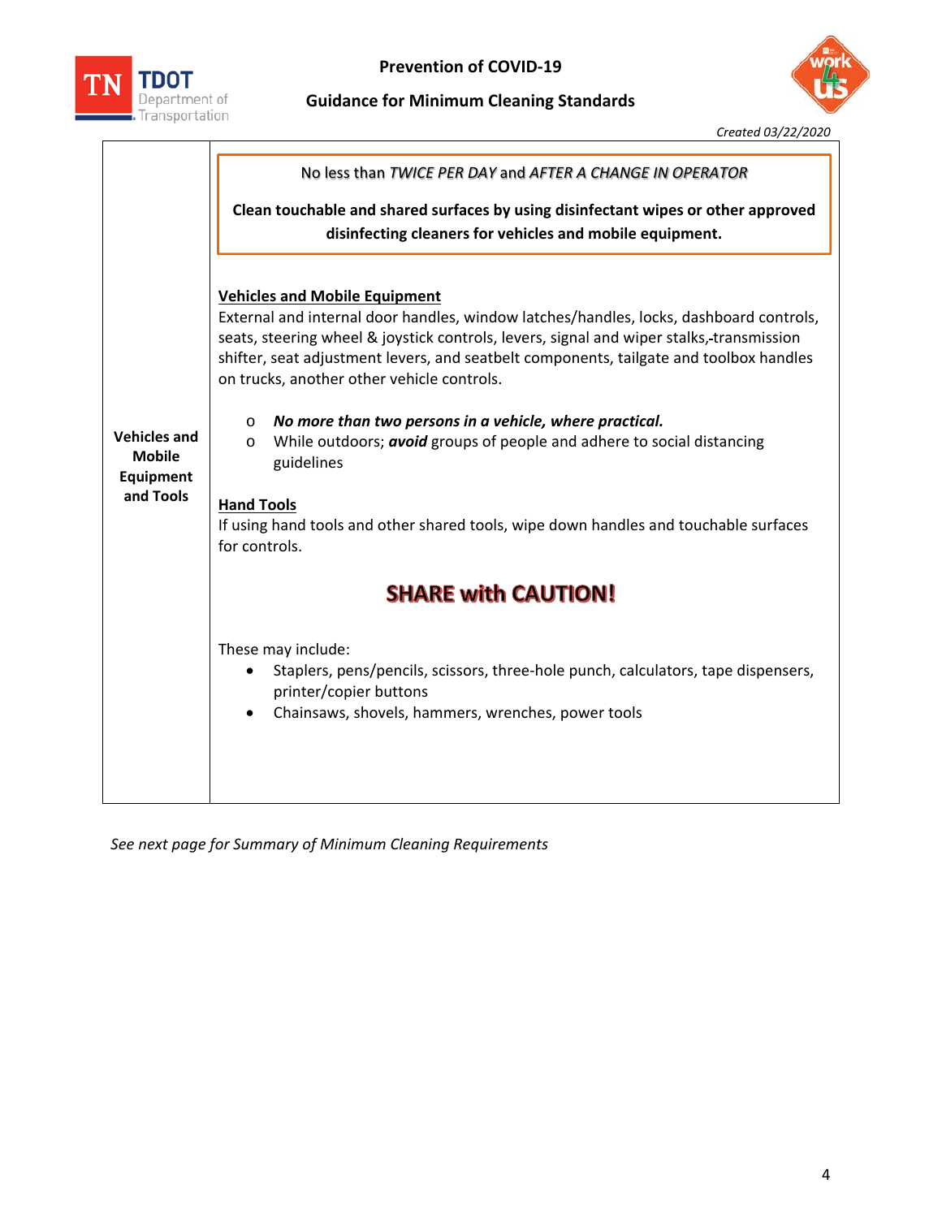| Vehicles and Mobile Equipment and Tools | No less than *TWICE PER DAY* and *AFTER A CHANGE IN OPERATOR*<br><br>**Clean touchable and shared surfaces by using disinfectant wipes or other approved disinfecting cleaners for vehicles and mobile equipment.**<br><br>**<u>Vehicles and Mobile Equipment</u>**<br>External and internal door handles, window latches/handles, locks, dashboard controls, seats, steering wheel & joystick controls, levers, signal and wiper stalks, transmission shifter, seat adjustment levers, and seatbelt components, tailgate and toolbox handles on trucks, another other vehicle controls.<br><br>o ***No more than two persons in a vehicle, where practical.***<br>o While outdoors; ***avoid*** groups of people and adhere to social distancing guidelines<br><br>**<u>Hand Tools</u>**<br>If using hand tools and other shared tools, wipe down handles and touchable surfaces for controls.<br><br>**SHARE with CAUTION!**<br><br>These may include:<br>• Staplers, pens/pencils, scissors, three-hole punch, calculators, tape dispensers, printer/copier buttons<br>• Chainsaws, shovels, hammers, wrenches, power tools |
|---|---|

*See next page for Summary of Minimum Cleaning Requirements*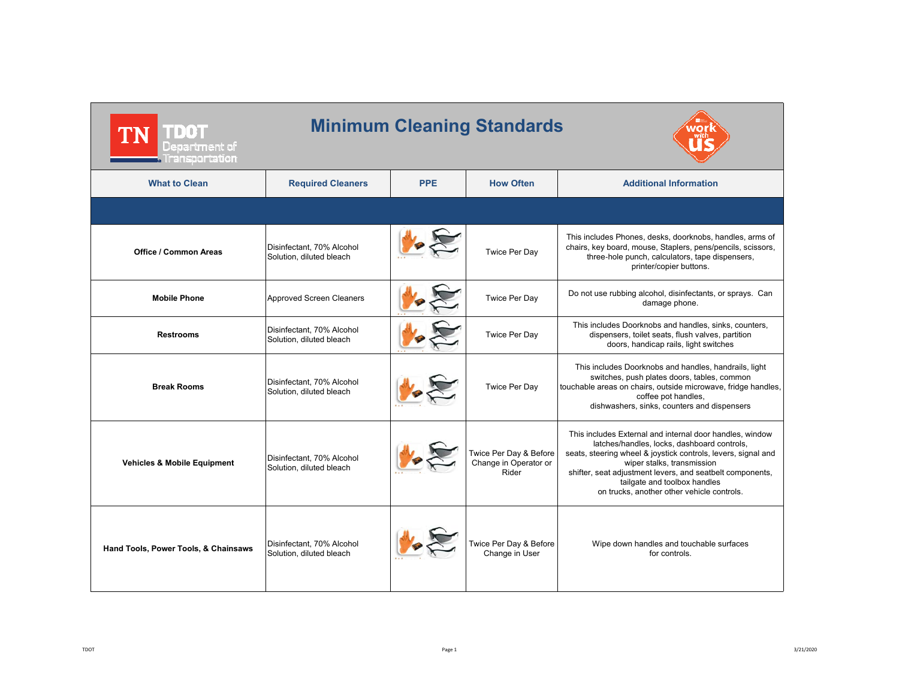# Minimum Cleaning Standards

| What to Clean | Required Cleaners | PPE | How Often | Additional Information |
|---|---|---|---|---|
| | | | | |
| **Office / Common Areas** | Disinfectant, 70% Alcohol Solution, diluted bleach | | Twice Per Day | This includes Phones, desks, doorknobs, handles, arms of chairs, key board, mouse, Staplers, pens/pencils, scissors, three-hole punch, calculators, tape dispensers, printer/copier buttons. |
| **Mobile Phone** | Approved Screen Cleaners | | Twice Per Day | Do not use rubbing alcohol, disinfectants, or sprays. Can damage phone. |
| **Restrooms** | Disinfectant, 70% Alcohol Solution, diluted bleach | | Twice Per Day | This includes Doorknobs and handles, sinks, counters, dispensers, toilet seats, flush valves, partition doors, handicap rails, light switches |
| **Break Rooms** | Disinfectant, 70% Alcohol Solution, diluted bleach | | Twice Per Day | This includes Doorknobs and handles, handrails, light switches, push plates doors, tables, common touchable areas on chairs, outside microwave, fridge handles, coffee pot handles, dishwashers, sinks, counters and dispensers |
| **Vehicles & Mobile Equipment** | Disinfectant, 70% Alcohol Solution, diluted bleach | | Twice Per Day & Before Change in Operator or Rider | This includes External and internal door handles, window latches/handles, locks, dashboard controls, seats, steering wheel & joystick controls, levers, signal and wiper stalks, transmission shifter, seat adjustment levers, and seatbelt components, tailgate and toolbox handles on trucks, another other vehicle controls. |
| **Hand Tools, Power Tools, & Chainsaws** | Disinfectant, 70% Alcohol Solution, diluted bleach | | Twice Per Day & Before Change in User | Wipe down handles and touchable surfaces for controls. |